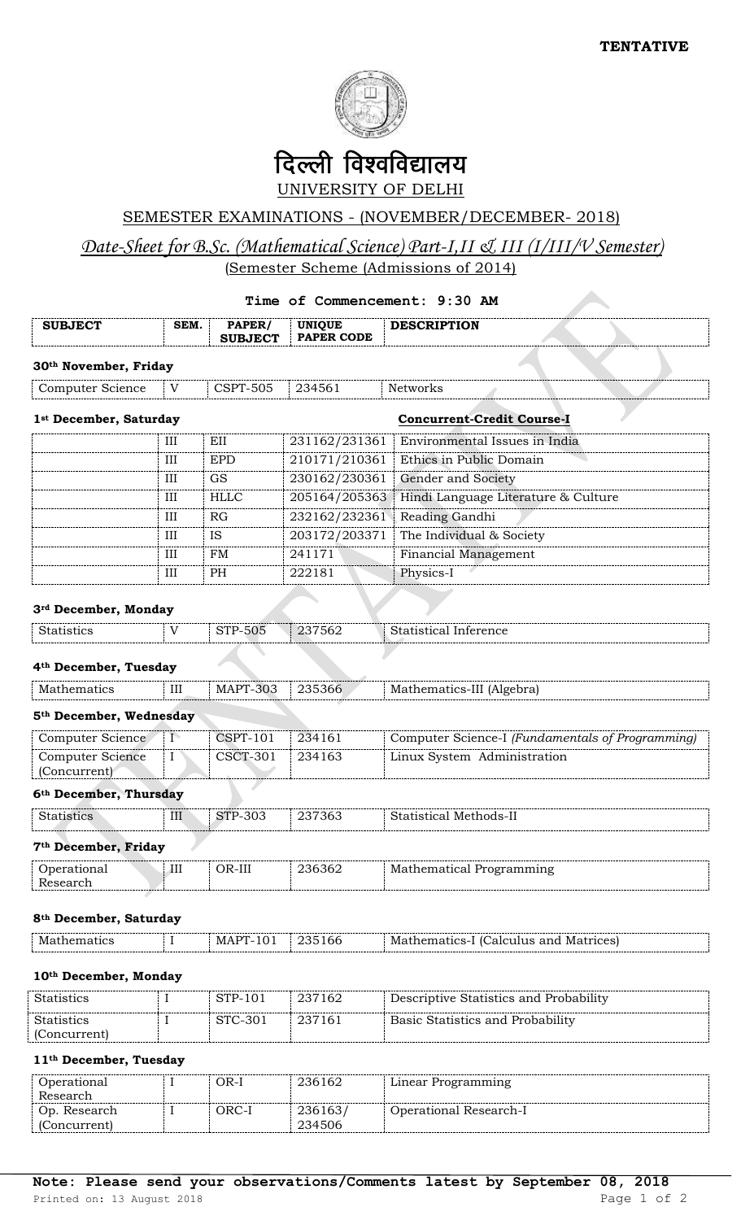**TENTATIVE**

# दिल्ली विश्वविद्यालय

## UNIVERSITY OF DELHI

### SEMESTER EXAMINATIONS - (NOVEMBER/DECEMBER- 2018)

### *Date-Sheet for B.Sc. (Mathematical Science) Part-I,II & III (I/III/V Semester)*

(Semester Scheme (Admissions of 2014)

**Time of Commencement: 9:30 AM**

| SUBJECT | SEM. | PAPER/ SUBJECT | UNIQUE PAPER CODE | DESCRIPTION |
|---|---|---|---|---|
| **30th November, Friday** | | | | |
| Computer Science | V | CSPT-505 | 234561 | Networks |
| **1st December, Saturday** | | | | **Concurrent-Credit Course-I** |
| | III | EII | 231162/231361 | Environmental Issues in India |
| | III | EPD | 210171/210361 | Ethics in Public Domain |
| | III | GS | 230162/230361 | Gender and Society |
| | III | HLLC | 205164/205363 | Hindi Language Literature & Culture |
| | III | RG | 232162/232361 | Reading Gandhi |
| | III | IS | 203172/203371 | The Individual & Society |
| | III | FM | 241171 | Financial Management |
| | III | PH | 222181 | Physics-I |
| **3rd December, Monday** | | | | |
| Statistics | V | STP-505 | 237562 | Statistical Inference |
| **4th December, Tuesday** | | | | |
| Mathematics | III | MAPT-303 | 235366 | Mathematics-III (Algebra) |
| **5th December, Wednesday** | | | | |
| Computer Science | I | CSPT-101 | 234161 | Computer Science-I *(Fundamentals of Programming)* |
| Computer Science (Concurrent) | I | CSCT-301 | 234163 | Linux System Administration |
| **6th December, Thursday** | | | | |
| Statistics | III | STP-303 | 237363 | Statistical Methods-II |
| **7th December, Friday** | | | | |
| Operational Research | III | OR-III | 236362 | Mathematical Programming |
| **8th December, Saturday** | | | | |
| Mathematics | I | MAPT-101 | 235166 | Mathematics-I (Calculus and Matrices) |
| **10th December, Monday** | | | | |
| Statistics | I | STP-101 | 237162 | Descriptive Statistics and Probability |
| Statistics (Concurrent) | I | STC-301 | 237161 | Basic Statistics and Probability |
| **11th December, Tuesday** | | | | |
| Operational Research | I | OR-I | 236162 | Linear Programming |
| Op. Research (Concurrent) | I | ORC-I | 236163/ 234506 | Operational Research-I |

**Note: Please send your observations/Comments latest by September 08, 2018**

Printed on: 13 August 2018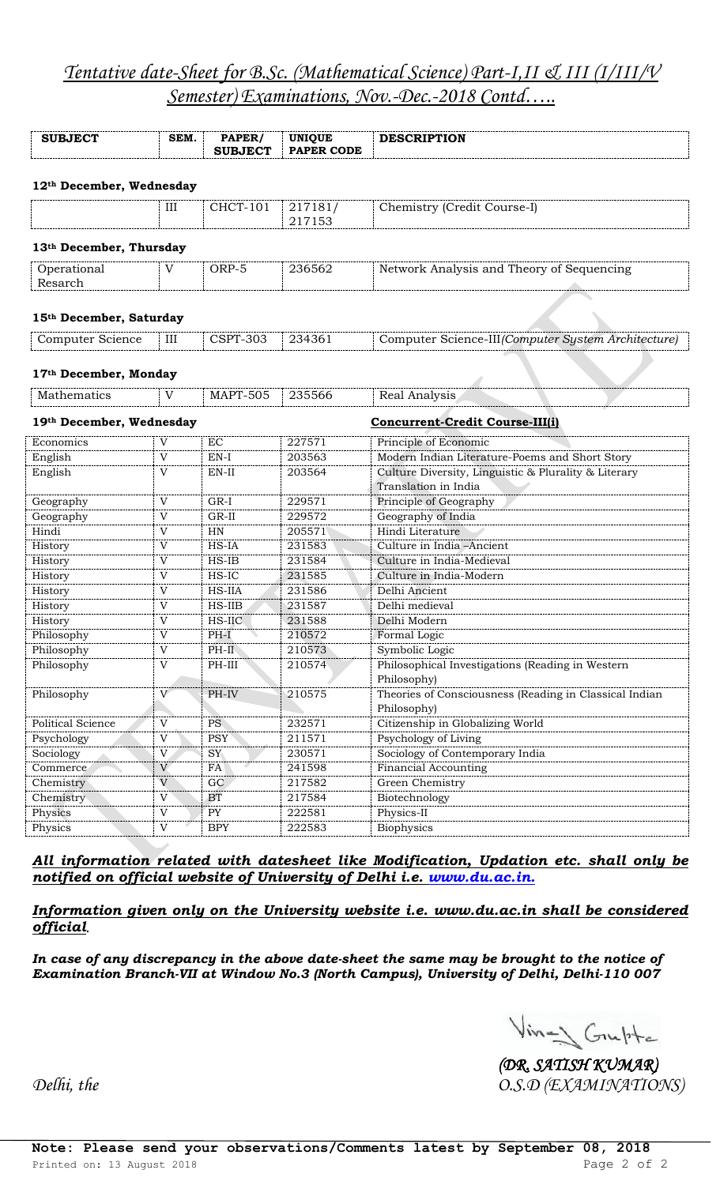# *Tentative date-Sheet for B.Sc. (Mathematical Science) Part-I,II & III (I/III/V Semester) Examinations, Nov.-Dec.-2018 Contd…..*

| SUBJECT | SEM. | PAPER/ SUBJECT | UNIQUE PAPER CODE | DESCRIPTION |
|---|---|---|---|---|
| **12th December, Wednesday** | | | | |
| | III | CHCT-101 | 217181/ 217153 | Chemistry (Credit Course-I) |
| **13th December, Thursday** | | | | |
| Operational Resarch | V | ORP-5 | 236562 | Network Analysis and Theory of Sequencing |
| **15th December, Saturday** | | | | |
| Computer Science | III | CSPT-303 | 234361 | Computer Science-III*(Computer System Architecture)* |
| **17th December, Monday** | | | | |
| Mathematics | V | MAPT-505 | 235566 | Real Analysis |
| **19th December, Wednesday** | | | | **Concurrent-Credit Course-III(i)** |
| Economics | V | EC | 227571 | Principle of Economic |
| English | V | EN-I | 203563 | Modern Indian Literature-Poems and Short Story |
| English | V | EN-II | 203564 | Culture Diversity, Linguistic & Plurality & Literary Translation in India |
| Geography | V | GR-I | 229571 | Principle of Geography |
| Geography | V | GR-II | 229572 | Geography of India |
| Hindi | V | HN | 205571 | Hindi Literature |
| History | V | HS-IA | 231583 | Culture in India –Ancient |
| History | V | HS-IB | 231584 | Culture in India-Medieval |
| History | V | HS-IC | 231585 | Culture in India-Modern |
| History | V | HS-IIA | 231586 | Delhi Ancient |
| History | V | HS-IIB | 231587 | Delhi medieval |
| History | V | HS-IIC | 231588 | Delhi Modern |
| Philosophy | V | PH-I | 210572 | Formal Logic |
| Philosophy | V | PH-II | 210573 | Symbolic Logic |
| Philosophy | V | PH-III | 210574 | Philosophical Investigations (Reading in Western Philosophy) |
| Philosophy | V | PH-IV | 210575 | Theories of Consciousness (Reading in Classical Indian Philosophy) |
| Political Science | V | PS | 232571 | Citizenship in Globalizing World |
| Psychology | V | PSY | 211571 | Psychology of Living |
| Sociology | V | SY | 230571 | Sociology of Contemporary India |
| Commerce | V | FA | 241598 | Financial Accounting |
| Chemistry | V | GC | 217582 | Green Chemistry |
| Chemistry | V | BT | 217584 | Biotechnology |
| Physics | V | PY | 222581 | Physics-II |
| Physics | V | BPY | 222583 | Biophysics |

***All information related with datesheet like Modification, Updation etc. shall only be notified on official website of University of Delhi i.e. www.du.ac.in.***

***Information given only on the University website i.e. www.du.ac.in shall be considered official.***

***In case of any discrepancy in the above date-sheet the same may be brought to the notice of Examination Branch-VII at Window No.3 (North Campus), University of Delhi, Delhi-110 007***

*(DR. SATISH KUMAR)*
*O.S.D (EXAMINATIONS)*

*Delhi, the*

**Note: Please send your observations/Comments latest by September 08, 2018**

Printed on: 13 August 2018